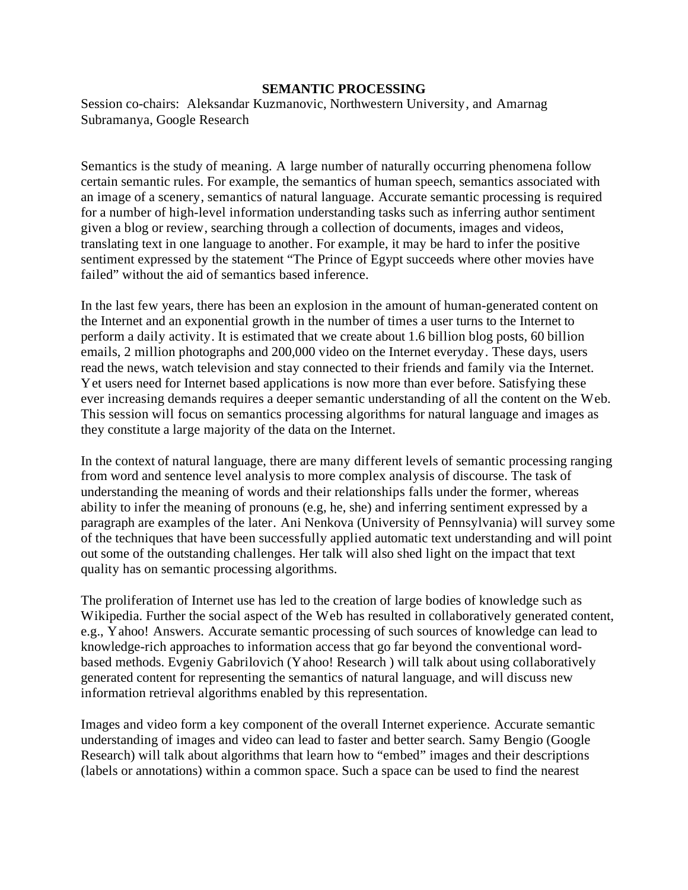# SEMANTIC PROCESSING

Session co-chairs: Aleksandar Kuzmanovic, Northwestern University, and Amarnag Subramanya, Google Research

Semantics is the study of meaning. A large number of naturally occurring phenomena follow certain semantic rules. For example, the semantics of human speech, semantics associated with an image of a scenery, semantics of natural language. Accurate semantic processing is required for a number of high-level information understanding tasks such as inferring author sentiment given a blog or review, searching through a collection of documents, images and videos, translating text in one language to another. For example, it may be hard to infer the positive sentiment expressed by the statement "The Prince of Egypt succeeds where other movies have failed" without the aid of semantics based inference.

In the last few years, there has been an explosion in the amount of human-generated content on the Internet and an exponential growth in the number of times a user turns to the Internet to perform a daily activity. It is estimated that we create about 1.6 billion blog posts, 60 billion emails, 2 million photographs and 200,000 video on the Internet everyday. These days, users read the news, watch television and stay connected to their friends and family via the Internet. Yet users need for Internet based applications is now more than ever before. Satisfying these ever increasing demands requires a deeper semantic understanding of all the content on the Web. This session will focus on semantics processing algorithms for natural language and images as they constitute a large majority of the data on the Internet.

In the context of natural language, there are many different levels of semantic processing ranging from word and sentence level analysis to more complex analysis of discourse. The task of understanding the meaning of words and their relationships falls under the former, whereas ability to infer the meaning of pronouns (e.g, he, she) and inferring sentiment expressed by a paragraph are examples of the later. Ani Nenkova (University of Pennsylvania) will survey some of the techniques that have been successfully applied automatic text understanding and will point out some of the outstanding challenges. Her talk will also shed light on the impact that text quality has on semantic processing algorithms.

The proliferation of Internet use has led to the creation of large bodies of knowledge such as Wikipedia. Further the social aspect of the Web has resulted in collaboratively generated content, e.g., Yahoo! Answers. Accurate semantic processing of such sources of knowledge can lead to knowledge-rich approaches to information access that go far beyond the conventional word-based methods. Evgeniy Gabrilovich (Yahoo! Research ) will talk about using collaboratively generated content for representing the semantics of natural language, and will discuss new information retrieval algorithms enabled by this representation.

Images and video form a key component of the overall Internet experience. Accurate semantic understanding of images and video can lead to faster and better search. Samy Bengio (Google Research) will talk about algorithms that learn how to "embed" images and their descriptions (labels or annotations) within a common space. Such a space can be used to find the nearest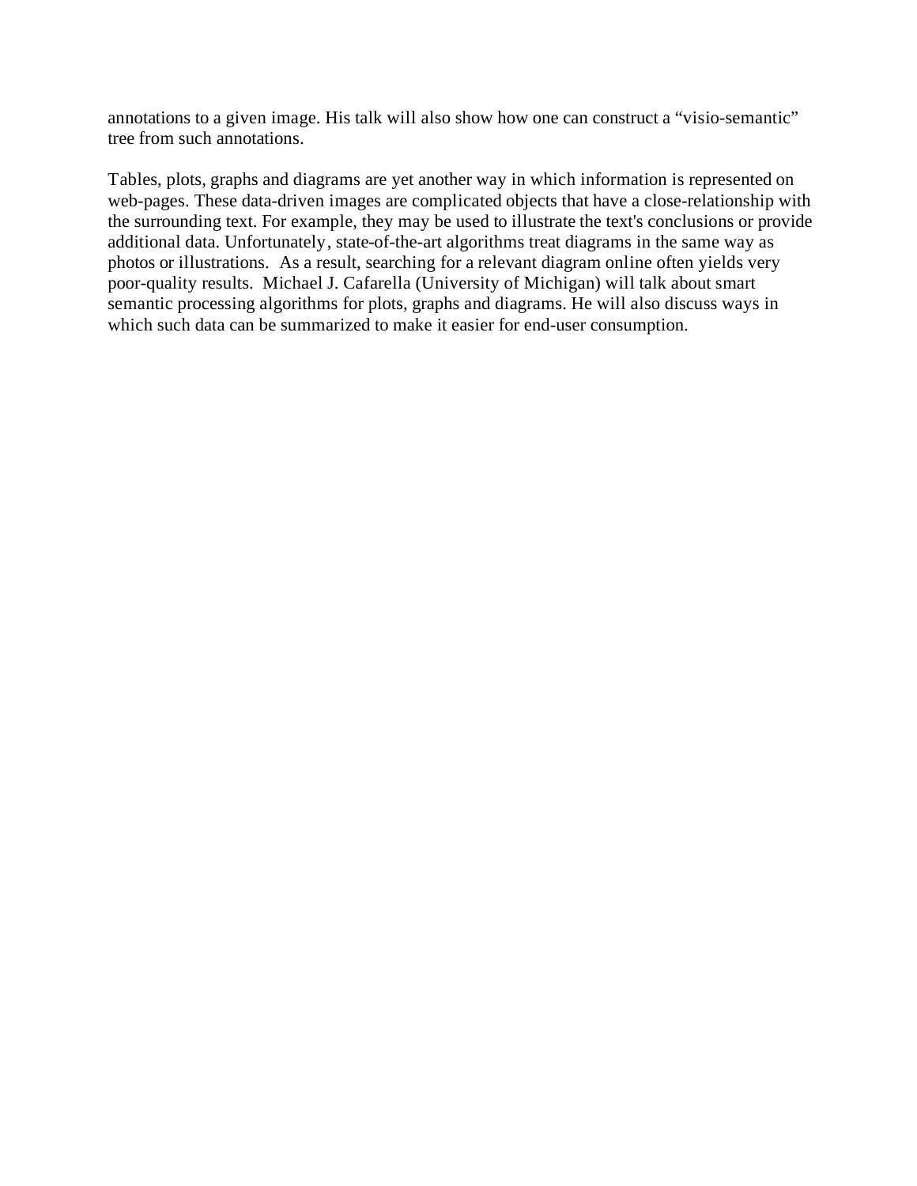annotations to a given image. His talk will also show how one can construct a "visio-semantic" tree from such annotations.

Tables, plots, graphs and diagrams are yet another way in which information is represented on web-pages. These data-driven images are complicated objects that have a close-relationship with the surrounding text. For example, they may be used to illustrate the text's conclusions or provide additional data. Unfortunately, state-of-the-art algorithms treat diagrams in the same way as photos or illustrations. As a result, searching for a relevant diagram online often yields very poor-quality results. Michael J. Cafarella (University of Michigan) will talk about smart semantic processing algorithms for plots, graphs and diagrams. He will also discuss ways in which such data can be summarized to make it easier for end-user consumption.